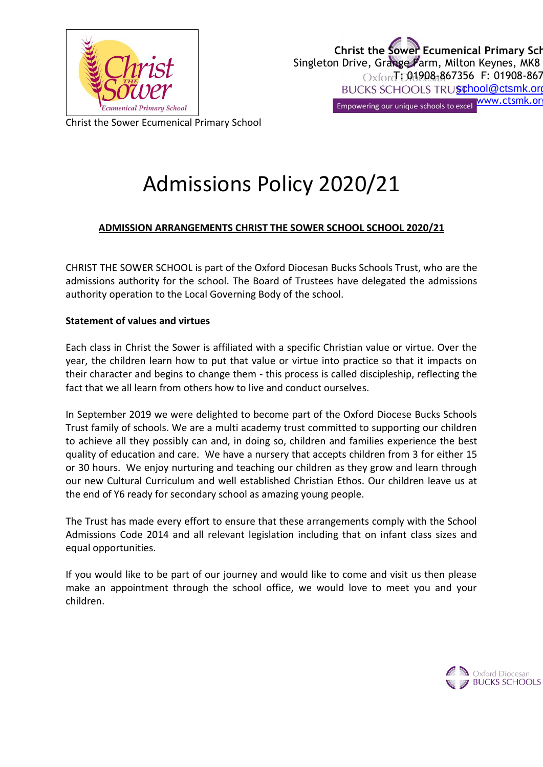Christ the Sower Ecumenical Primary School
Singleton Drive, Grange Farm, Milton Keynes, MK8
T: 01908-867356 F: 01908-867
school@ctsmk.org
www.ctsmk.org

Christ the Sower Ecumenical Primary School

# Admissions Policy 2020/21

**ADMISSION ARRANGEMENTS CHRIST THE SOWER SCHOOL SCHOOL 2020/21**

CHRIST THE SOWER SCHOOL is part of the Oxford Diocesan Bucks Schools Trust, who are the admissions authority for the school. The Board of Trustees have delegated the admissions authority operation to the Local Governing Body of the school.

**Statement of values and virtues**

Each class in Christ the Sower is affiliated with a specific Christian value or virtue. Over the year, the children learn how to put that value or virtue into practice so that it impacts on their character and begins to change them - this process is called discipleship, reflecting the fact that we all learn from others how to live and conduct ourselves.

In September 2019 we were delighted to become part of the Oxford Diocese Bucks Schools Trust family of schools. We are a multi academy trust committed to supporting our children to achieve all they possibly can and, in doing so, children and families experience the best quality of education and care. We have a nursery that accepts children from 3 for either 15 or 30 hours. We enjoy nurturing and teaching our children as they grow and learn through our new Cultural Curriculum and well established Christian Ethos. Our children leave us at the end of Y6 ready for secondary school as amazing young people.

The Trust has made every effort to ensure that these arrangements comply with the School Admissions Code 2014 and all relevant legislation including that on infant class sizes and equal opportunities.

If you would like to be part of our journey and would like to come and visit us then please make an appointment through the school office, we would love to meet you and your children.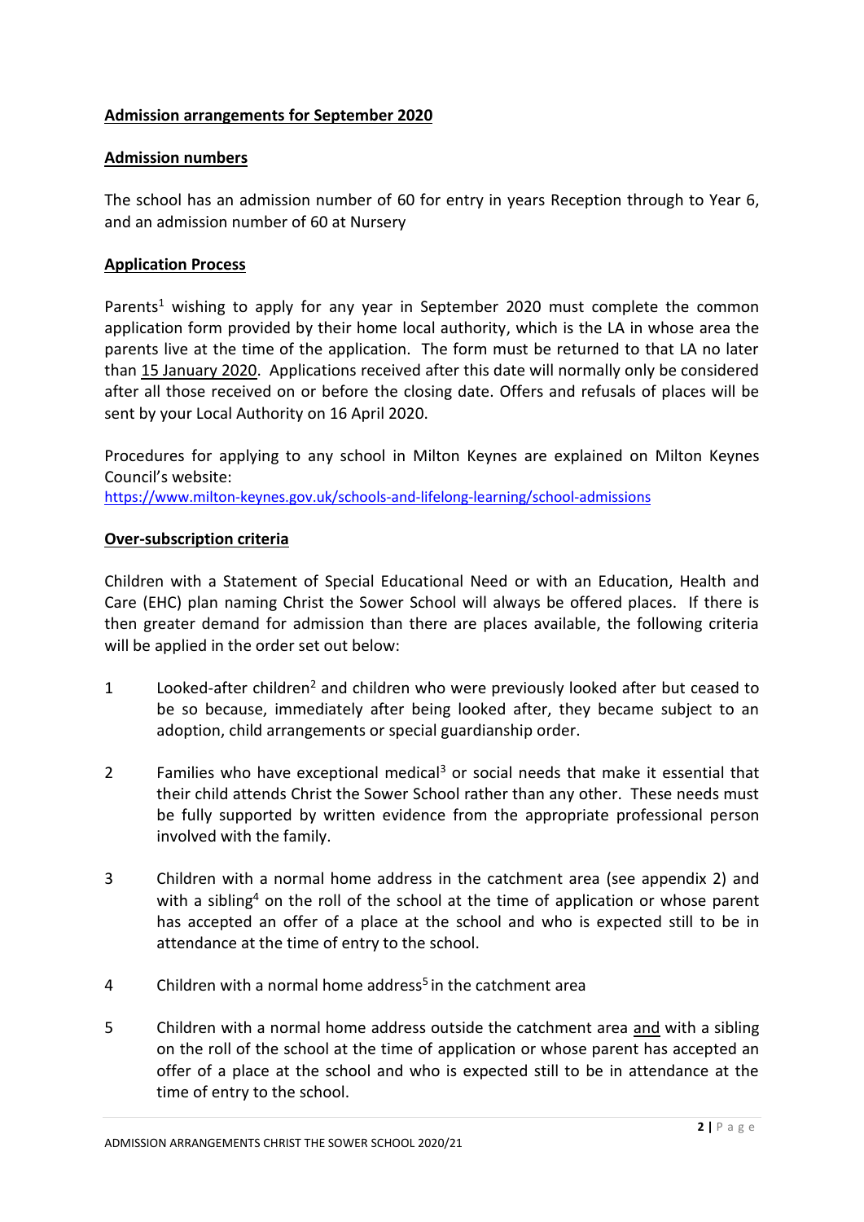## Admission arrangements for September 2020

### Admission numbers

The school has an admission number of 60 for entry in years Reception through to Year 6, and an admission number of 60 at Nursery

### Application Process

Parents[1] wishing to apply for any year in September 2020 must complete the common application form provided by their home local authority, which is the LA in whose area the parents live at the time of the application. The form must be returned to that LA no later than 15 January 2020. Applications received after this date will normally only be considered after all those received on or before the closing date. Offers and refusals of places will be sent by your Local Authority on 16 April 2020.

Procedures for applying to any school in Milton Keynes are explained on Milton Keynes Council's website:
https://www.milton-keynes.gov.uk/schools-and-lifelong-learning/school-admissions

### Over-subscription criteria

Children with a Statement of Special Educational Need or with an Education, Health and Care (EHC) plan naming Christ the Sower School will always be offered places. If there is then greater demand for admission than there are places available, the following criteria will be applied in the order set out below:

1. Looked-after children[2] and children who were previously looked after but ceased to be so because, immediately after being looked after, they became subject to an adoption, child arrangements or special guardianship order.

2. Families who have exceptional medical[3] or social needs that make it essential that their child attends Christ the Sower School rather than any other. These needs must be fully supported by written evidence from the appropriate professional person involved with the family.

3. Children with a normal home address in the catchment area (see appendix 2) and with a sibling[4] on the roll of the school at the time of application or whose parent has accepted an offer of a place at the school and who is expected still to be in attendance at the time of entry to the school.

4. Children with a normal home address[5] in the catchment area

5. Children with a normal home address outside the catchment area and with a sibling on the roll of the school at the time of application or whose parent has accepted an offer of a place at the school and who is expected still to be in attendance at the time of entry to the school.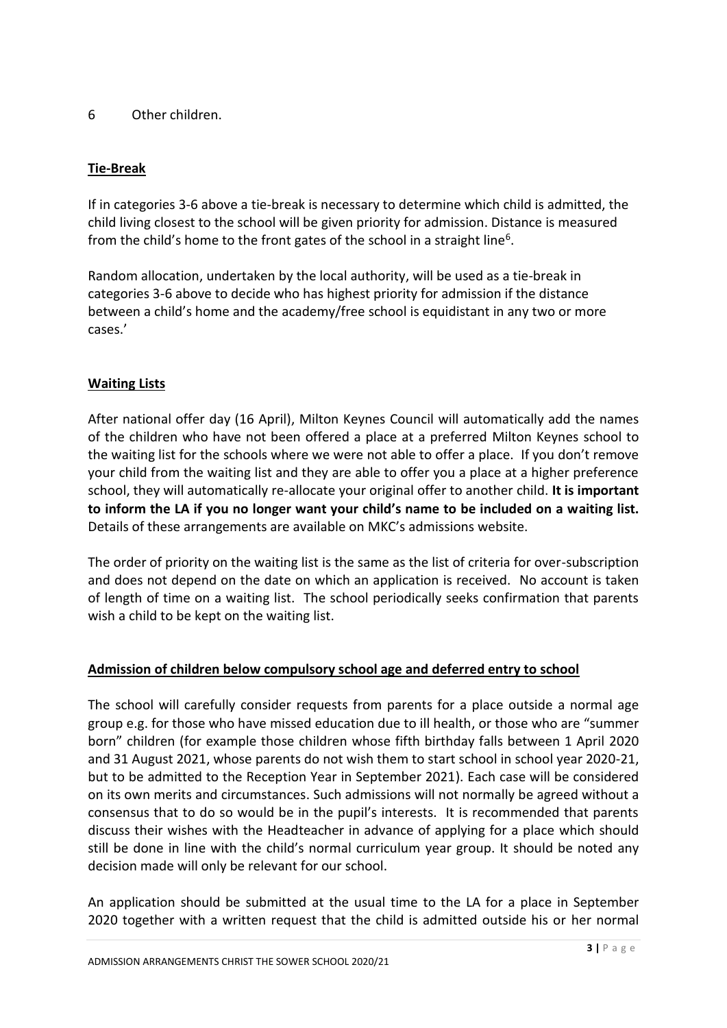6 Other children.

**Tie-Break**

If in categories 3-6 above a tie-break is necessary to determine which child is admitted, the child living closest to the school will be given priority for admission. Distance is measured from the child's home to the front gates of the school in a straight line[6].

Random allocation, undertaken by the local authority, will be used as a tie-break in categories 3-6 above to decide who has highest priority for admission if the distance between a child's home and the academy/free school is equidistant in any two or more cases.'

**Waiting Lists**

After national offer day (16 April), Milton Keynes Council will automatically add the names of the children who have not been offered a place at a preferred Milton Keynes school to the waiting list for the schools where we were not able to offer a place. If you don't remove your child from the waiting list and they are able to offer you a place at a higher preference school, they will automatically re-allocate your original offer to another child. **It is important to inform the LA if you no longer want your child's name to be included on a waiting list.** Details of these arrangements are available on MKC's admissions website.

The order of priority on the waiting list is the same as the list of criteria for over-subscription and does not depend on the date on which an application is received. No account is taken of length of time on a waiting list. The school periodically seeks confirmation that parents wish a child to be kept on the waiting list.

**Admission of children below compulsory school age and deferred entry to school**

The school will carefully consider requests from parents for a place outside a normal age group e.g. for those who have missed education due to ill health, or those who are "summer born" children (for example those children whose fifth birthday falls between 1 April 2020 and 31 August 2021, whose parents do not wish them to start school in school year 2020-21, but to be admitted to the Reception Year in September 2021). Each case will be considered on its own merits and circumstances. Such admissions will not normally be agreed without a consensus that to do so would be in the pupil's interests. It is recommended that parents discuss their wishes with the Headteacher in advance of applying for a place which should still be done in line with the child's normal curriculum year group. It should be noted any decision made will only be relevant for our school.

An application should be submitted at the usual time to the LA for a place in September 2020 together with a written request that the child is admitted outside his or her normal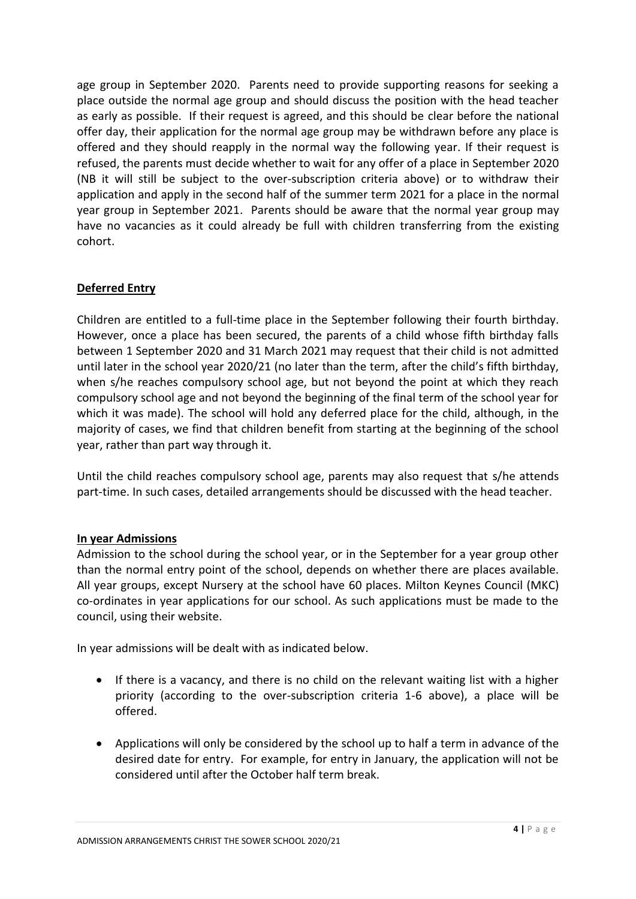age group in September 2020. Parents need to provide supporting reasons for seeking a place outside the normal age group and should discuss the position with the head teacher as early as possible. If their request is agreed, and this should be clear before the national offer day, their application for the normal age group may be withdrawn before any place is offered and they should reapply in the normal way the following year. If their request is refused, the parents must decide whether to wait for any offer of a place in September 2020 (NB it will still be subject to the over-subscription criteria above) or to withdraw their application and apply in the second half of the summer term 2021 for a place in the normal year group in September 2021. Parents should be aware that the normal year group may have no vacancies as it could already be full with children transferring from the existing cohort.

## **Deferred Entry**

Children are entitled to a full-time place in the September following their fourth birthday. However, once a place has been secured, the parents of a child whose fifth birthday falls between 1 September 2020 and 31 March 2021 may request that their child is not admitted until later in the school year 2020/21 (no later than the term, after the child's fifth birthday, when s/he reaches compulsory school age, but not beyond the point at which they reach compulsory school age and not beyond the beginning of the final term of the school year for which it was made). The school will hold any deferred place for the child, although, in the majority of cases, we find that children benefit from starting at the beginning of the school year, rather than part way through it.

Until the child reaches compulsory school age, parents may also request that s/he attends part-time. In such cases, detailed arrangements should be discussed with the head teacher.

## **In year Admissions**

Admission to the school during the school year, or in the September for a year group other than the normal entry point of the school, depends on whether there are places available. All year groups, except Nursery at the school have 60 places. Milton Keynes Council (MKC) co-ordinates in year applications for our school. As such applications must be made to the council, using their website.

In year admissions will be dealt with as indicated below.

- If there is a vacancy, and there is no child on the relevant waiting list with a higher priority (according to the over-subscription criteria 1-6 above), a place will be offered.
- Applications will only be considered by the school up to half a term in advance of the desired date for entry. For example, for entry in January, the application will not be considered until after the October half term break.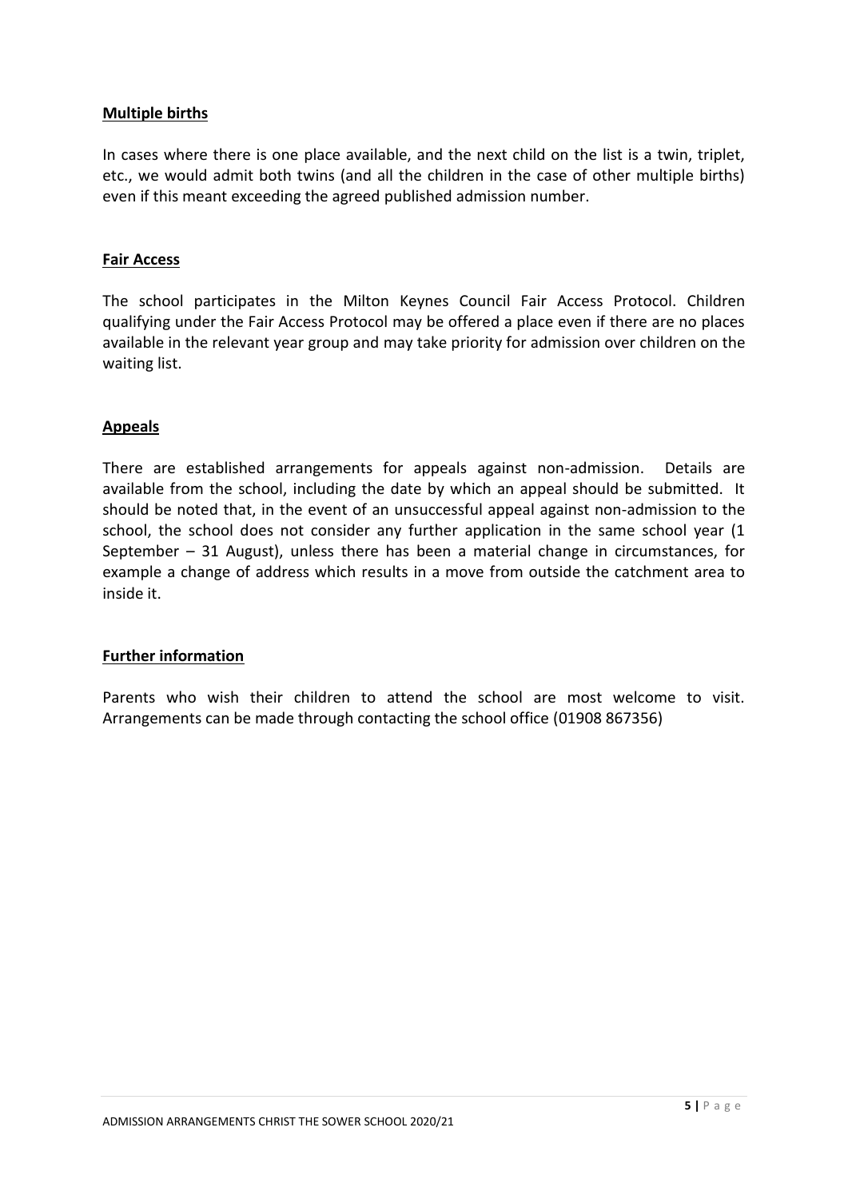**Multiple births**

In cases where there is one place available, and the next child on the list is a twin, triplet, etc., we would admit both twins (and all the children in the case of other multiple births) even if this meant exceeding the agreed published admission number.

**Fair Access**

The school participates in the Milton Keynes Council Fair Access Protocol. Children qualifying under the Fair Access Protocol may be offered a place even if there are no places available in the relevant year group and may take priority for admission over children on the waiting list.

**Appeals**

There are established arrangements for appeals against non-admission. Details are available from the school, including the date by which an appeal should be submitted. It should be noted that, in the event of an unsuccessful appeal against non-admission to the school, the school does not consider any further application in the same school year (1 September – 31 August), unless there has been a material change in circumstances, for example a change of address which results in a move from outside the catchment area to inside it.

**Further information**

Parents who wish their children to attend the school are most welcome to visit. Arrangements can be made through contacting the school office (01908 867356)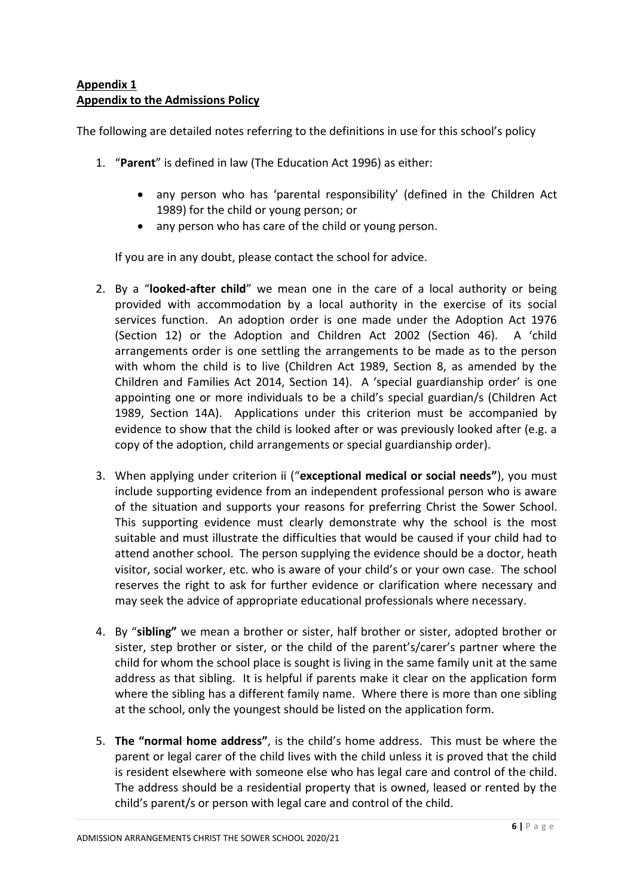**Appendix 1**
**Appendix to the Admissions Policy**

The following are detailed notes referring to the definitions in use for this school's policy

1. "**Parent**" is defined in law (The Education Act 1996) as either:

    - any person who has 'parental responsibility' (defined in the Children Act 1989) for the child or young person; or
    - any person who has care of the child or young person.

    If you are in any doubt, please contact the school for advice.

2. By a "**looked-after child**" we mean one in the care of a local authority or being provided with accommodation by a local authority in the exercise of its social services function. An adoption order is one made under the Adoption Act 1976 (Section 12) or the Adoption and Children Act 2002 (Section 46). A 'child arrangements order is one settling the arrangements to be made as to the person with whom the child is to live (Children Act 1989, Section 8, as amended by the Children and Families Act 2014, Section 14). A 'special guardianship order' is one appointing one or more individuals to be a child's special guardian/s (Children Act 1989, Section 14A). Applications under this criterion must be accompanied by evidence to show that the child is looked after or was previously looked after (e.g. a copy of the adoption, child arrangements or special guardianship order).

3. When applying under criterion ii ("**exceptional medical or social needs**"), you must include supporting evidence from an independent professional person who is aware of the situation and supports your reasons for preferring Christ the Sower School. This supporting evidence must clearly demonstrate why the school is the most suitable and must illustrate the difficulties that would be caused if your child had to attend another school. The person supplying the evidence should be a doctor, heath visitor, social worker, etc. who is aware of your child's or your own case. The school reserves the right to ask for further evidence or clarification where necessary and may seek the advice of appropriate educational professionals where necessary.

4. By "**sibling**" we mean a brother or sister, half brother or sister, adopted brother or sister, step brother or sister, or the child of the parent's/carer's partner where the child for whom the school place is sought is living in the same family unit at the same address as that sibling. It is helpful if parents make it clear on the application form where the sibling has a different family name. Where there is more than one sibling at the school, only the youngest should be listed on the application form.

5. **The "normal home address"**, is the child's home address. This must be where the parent or legal carer of the child lives with the child unless it is proved that the child is resident elsewhere with someone else who has legal care and control of the child. The address should be a residential property that is owned, leased or rented by the child's parent/s or person with legal care and control of the child.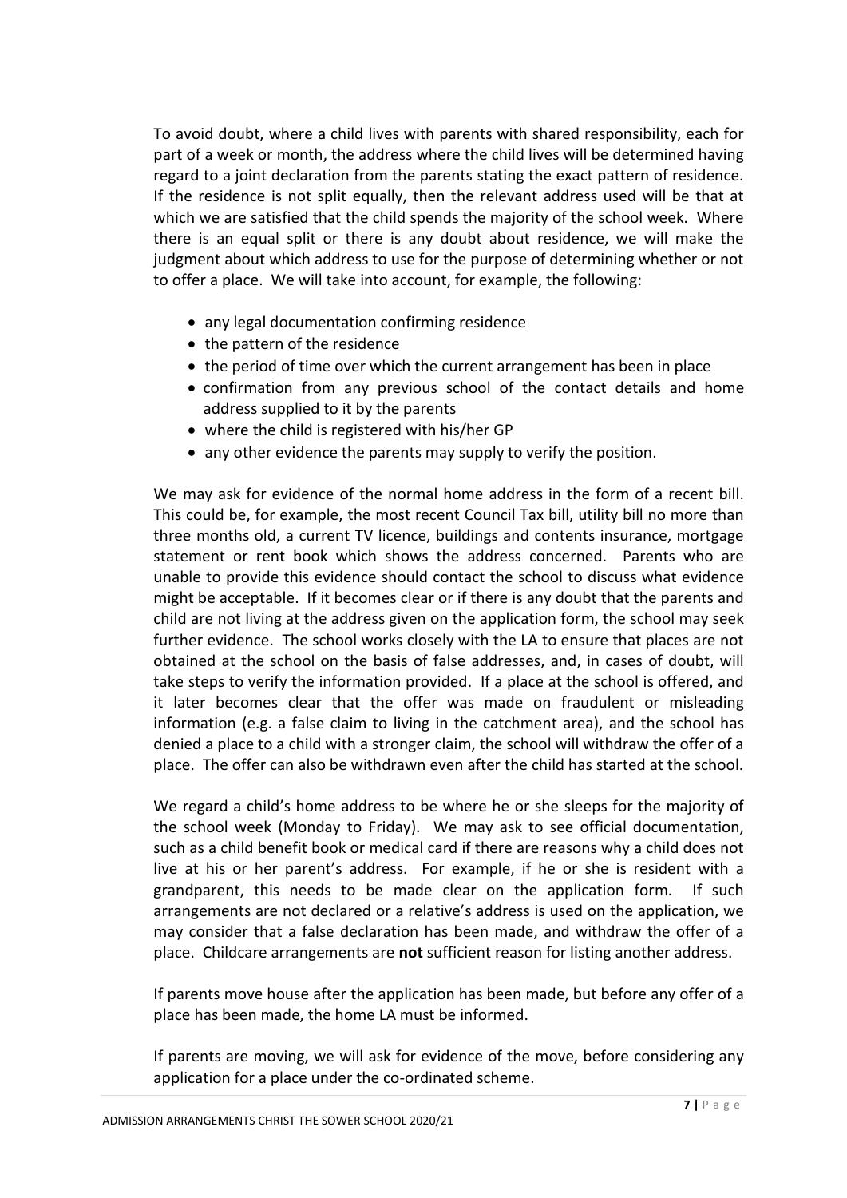To avoid doubt, where a child lives with parents with shared responsibility, each for part of a week or month, the address where the child lives will be determined having regard to a joint declaration from the parents stating the exact pattern of residence. If the residence is not split equally, then the relevant address used will be that at which we are satisfied that the child spends the majority of the school week. Where there is an equal split or there is any doubt about residence, we will make the judgment about which address to use for the purpose of determining whether or not to offer a place. We will take into account, for example, the following:

- any legal documentation confirming residence
- the pattern of the residence
- the period of time over which the current arrangement has been in place
- confirmation from any previous school of the contact details and home address supplied to it by the parents
- where the child is registered with his/her GP
- any other evidence the parents may supply to verify the position.

We may ask for evidence of the normal home address in the form of a recent bill. This could be, for example, the most recent Council Tax bill, utility bill no more than three months old, a current TV licence, buildings and contents insurance, mortgage statement or rent book which shows the address concerned. Parents who are unable to provide this evidence should contact the school to discuss what evidence might be acceptable. If it becomes clear or if there is any doubt that the parents and child are not living at the address given on the application form, the school may seek further evidence. The school works closely with the LA to ensure that places are not obtained at the school on the basis of false addresses, and, in cases of doubt, will take steps to verify the information provided. If a place at the school is offered, and it later becomes clear that the offer was made on fraudulent or misleading information (e.g. a false claim to living in the catchment area), and the school has denied a place to a child with a stronger claim, the school will withdraw the offer of a place. The offer can also be withdrawn even after the child has started at the school.

We regard a child's home address to be where he or she sleeps for the majority of the school week (Monday to Friday). We may ask to see official documentation, such as a child benefit book or medical card if there are reasons why a child does not live at his or her parent's address. For example, if he or she is resident with a grandparent, this needs to be made clear on the application form. If such arrangements are not declared or a relative's address is used on the application, we may consider that a false declaration has been made, and withdraw the offer of a place. Childcare arrangements are **not** sufficient reason for listing another address.

If parents move house after the application has been made, but before any offer of a place has been made, the home LA must be informed.

If parents are moving, we will ask for evidence of the move, before considering any application for a place under the co-ordinated scheme.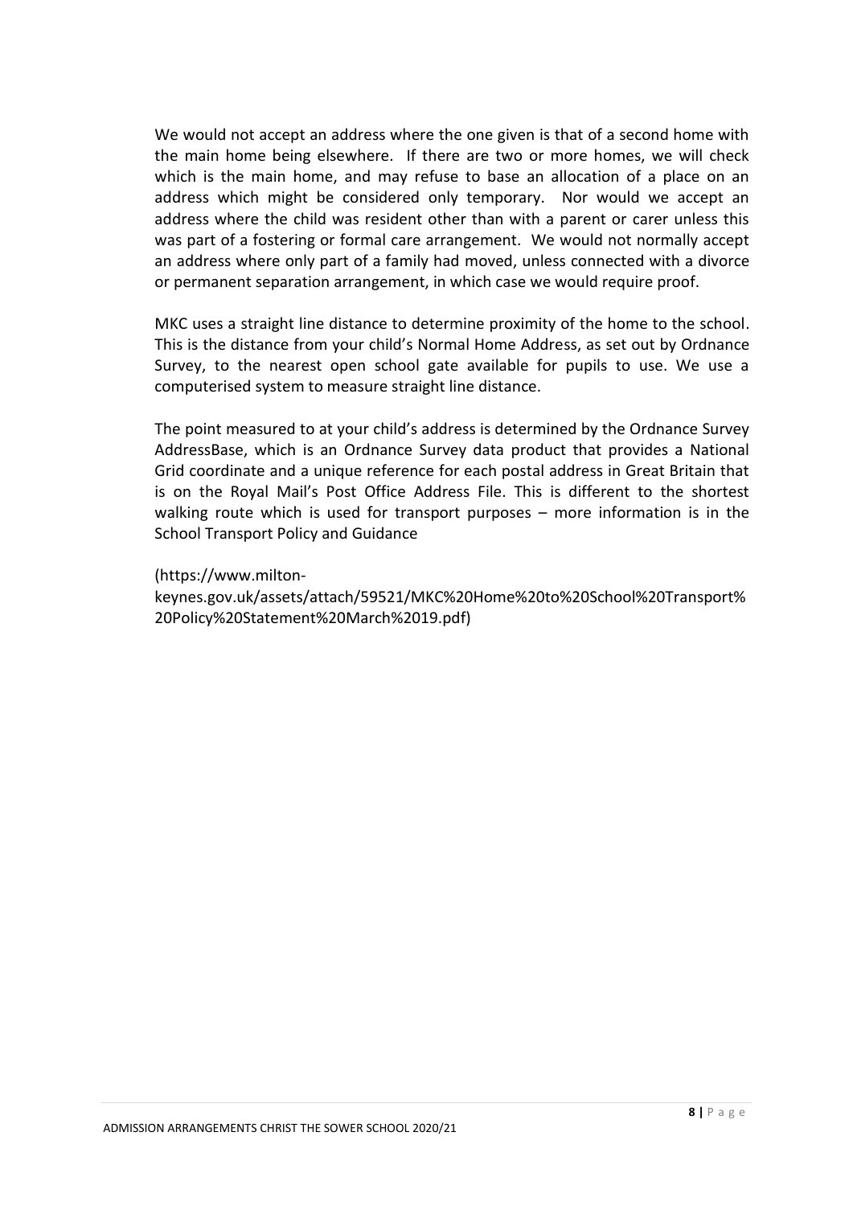We would not accept an address where the one given is that of a second home with the main home being elsewhere. If there are two or more homes, we will check which is the main home, and may refuse to base an allocation of a place on an address which might be considered only temporary. Nor would we accept an address where the child was resident other than with a parent or carer unless this was part of a fostering or formal care arrangement. We would not normally accept an address where only part of a family had moved, unless connected with a divorce or permanent separation arrangement, in which case we would require proof.

MKC uses a straight line distance to determine proximity of the home to the school. This is the distance from your child's Normal Home Address, as set out by Ordnance Survey, to the nearest open school gate available for pupils to use. We use a computerised system to measure straight line distance.

The point measured to at your child's address is determined by the Ordnance Survey AddressBase, which is an Ordnance Survey data product that provides a National Grid coordinate and a unique reference for each postal address in Great Britain that is on the Royal Mail's Post Office Address File. This is different to the shortest walking route which is used for transport purposes – more information is in the School Transport Policy and Guidance

(https://www.milton-keynes.gov.uk/assets/attach/59521/MKC%20Home%20to%20School%20Transport%20Policy%20Statement%20March%2019.pdf)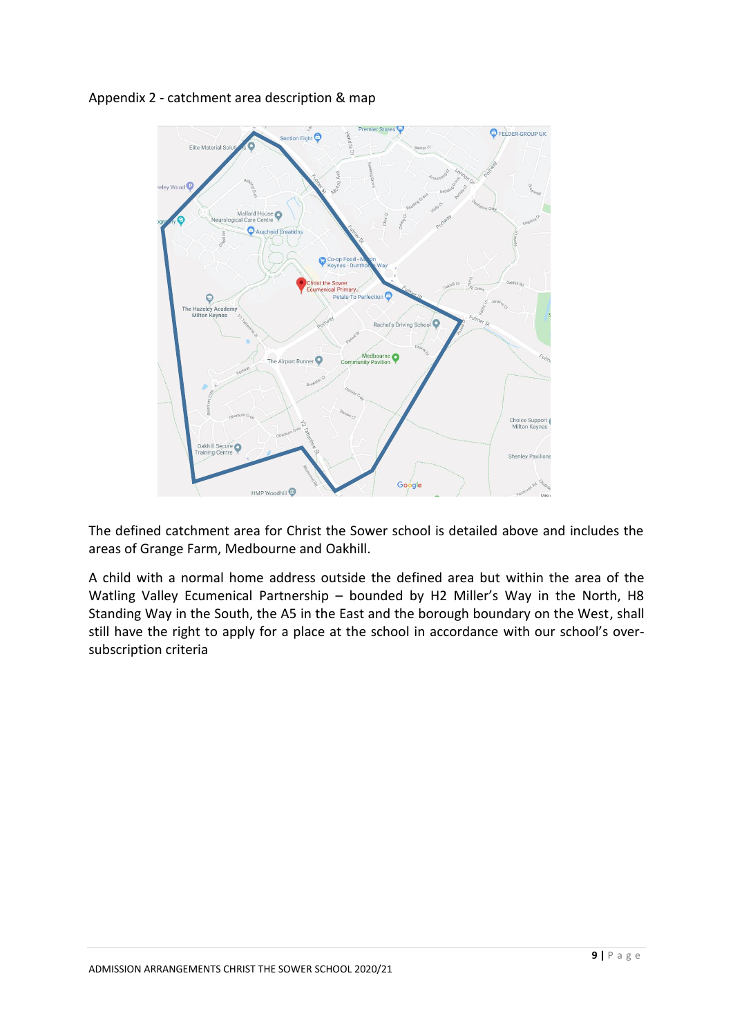Appendix 2 - catchment area description & map

The defined catchment area for Christ the Sower school is detailed above and includes the areas of Grange Farm, Medbourne and Oakhill.

A child with a normal home address outside the defined area but within the area of the Watling Valley Ecumenical Partnership – bounded by H2 Miller's Way in the North, H8 Standing Way in the South, the A5 in the East and the borough boundary on the West, shall still have the right to apply for a place at the school in accordance with our school's over-subscription criteria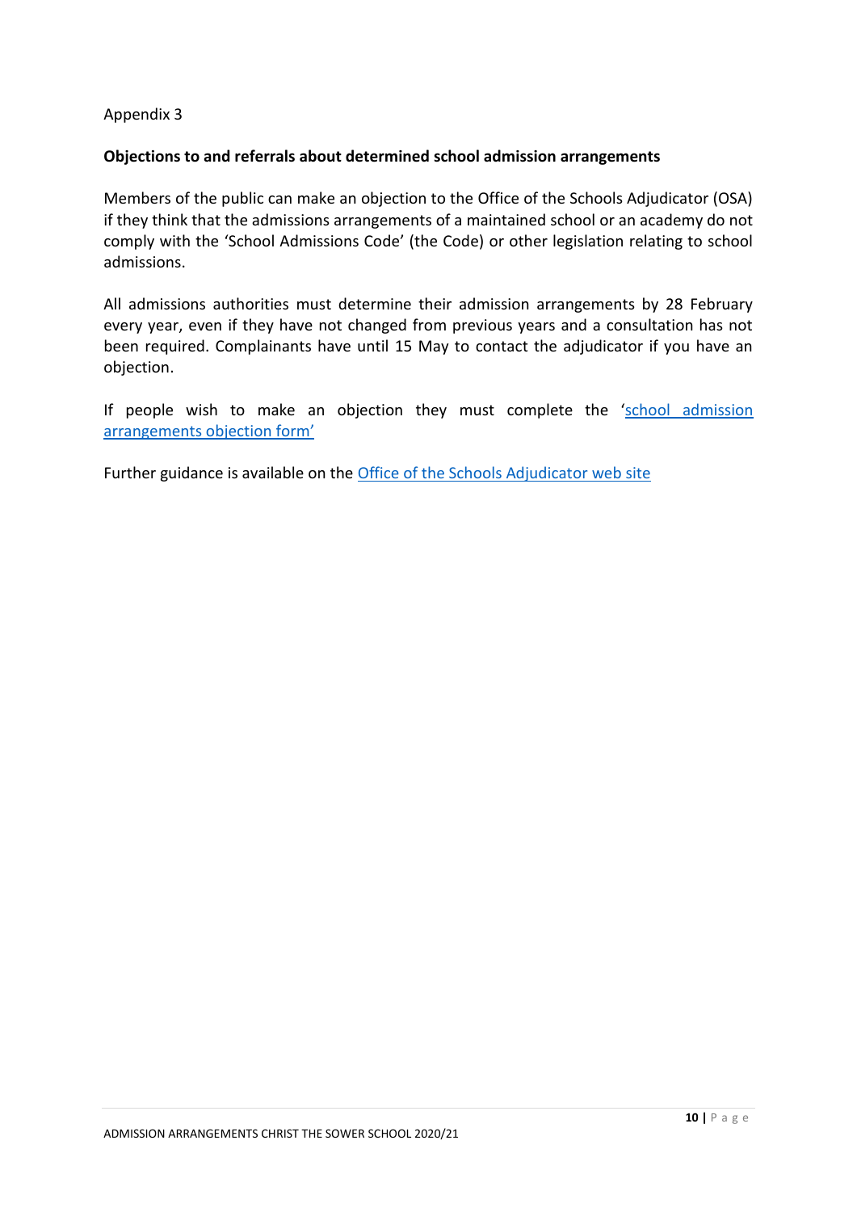Appendix 3

**Objections to and referrals about determined school admission arrangements**

Members of the public can make an objection to the Office of the Schools Adjudicator (OSA) if they think that the admissions arrangements of a maintained school or an academy do not comply with the 'School Admissions Code' (the Code) or other legislation relating to school admissions.

All admissions authorities must determine their admission arrangements by 28 February every year, even if they have not changed from previous years and a consultation has not been required. Complainants have until 15 May to contact the adjudicator if you have an objection.

If people wish to make an objection they must complete the 'school admission arrangements objection form'

Further guidance is available on the Office of the Schools Adjudicator web site